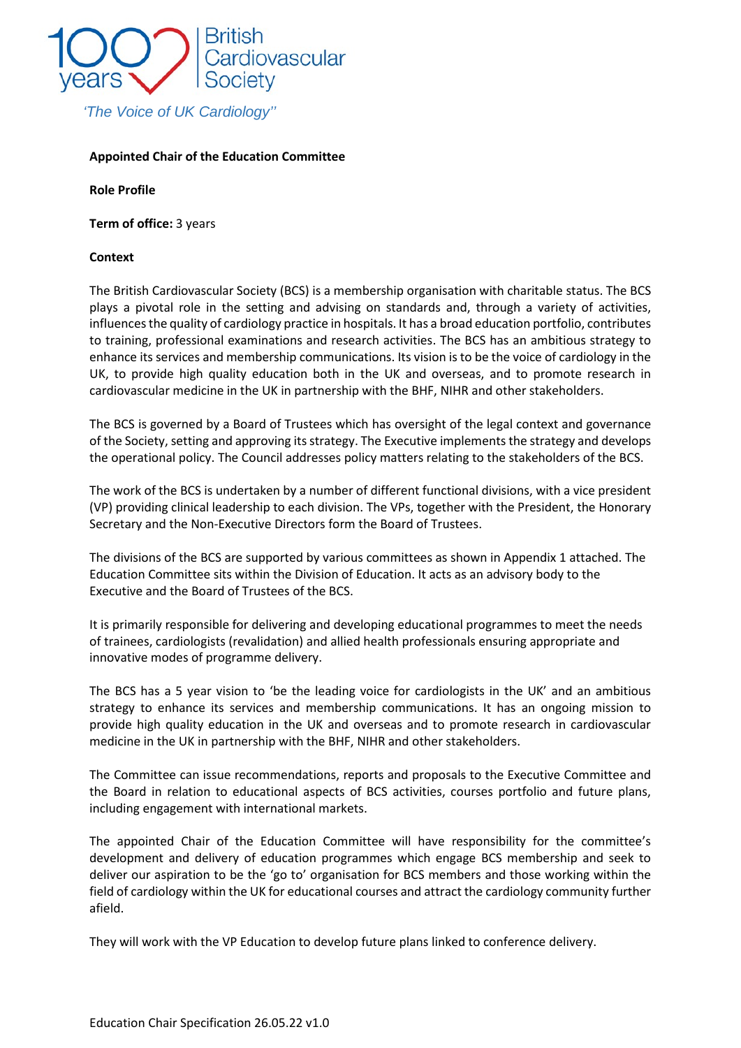100 years British Cardiovascular Society

*'The Voice of UK Cardiology''*

**Appointed Chair of the Education Committee**

**Role Profile**

**Term of office:** 3 years

**Context**

The British Cardiovascular Society (BCS) is a membership organisation with charitable status. The BCS plays a pivotal role in the setting and advising on standards and, through a variety of activities, influences the quality of cardiology practice in hospitals. It has a broad education portfolio, contributes to training, professional examinations and research activities. The BCS has an ambitious strategy to enhance its services and membership communications. Its vision is to be the voice of cardiology in the UK, to provide high quality education both in the UK and overseas, and to promote research in cardiovascular medicine in the UK in partnership with the BHF, NIHR and other stakeholders.

The BCS is governed by a Board of Trustees which has oversight of the legal context and governance of the Society, setting and approving its strategy. The Executive implements the strategy and develops the operational policy. The Council addresses policy matters relating to the stakeholders of the BCS.

The work of the BCS is undertaken by a number of different functional divisions, with a vice president (VP) providing clinical leadership to each division. The VPs, together with the President, the Honorary Secretary and the Non-Executive Directors form the Board of Trustees.

The divisions of the BCS are supported by various committees as shown in Appendix 1 attached. The Education Committee sits within the Division of Education. It acts as an advisory body to the Executive and the Board of Trustees of the BCS.

It is primarily responsible for delivering and developing educational programmes to meet the needs of trainees, cardiologists (revalidation) and allied health professionals ensuring appropriate and innovative modes of programme delivery.

The BCS has a 5 year vision to 'be the leading voice for cardiologists in the UK' and an ambitious strategy to enhance its services and membership communications. It has an ongoing mission to provide high quality education in the UK and overseas and to promote research in cardiovascular medicine in the UK in partnership with the BHF, NIHR and other stakeholders.

The Committee can issue recommendations, reports and proposals to the Executive Committee and the Board in relation to educational aspects of BCS activities, courses portfolio and future plans, including engagement with international markets.

The appointed Chair of the Education Committee will have responsibility for the committee's development and delivery of education programmes which engage BCS membership and seek to deliver our aspiration to be the 'go to' organisation for BCS members and those working within the field of cardiology within the UK for educational courses and attract the cardiology community further afield.

They will work with the VP Education to develop future plans linked to conference delivery.

Education Chair Specification 26.05.22 v1.0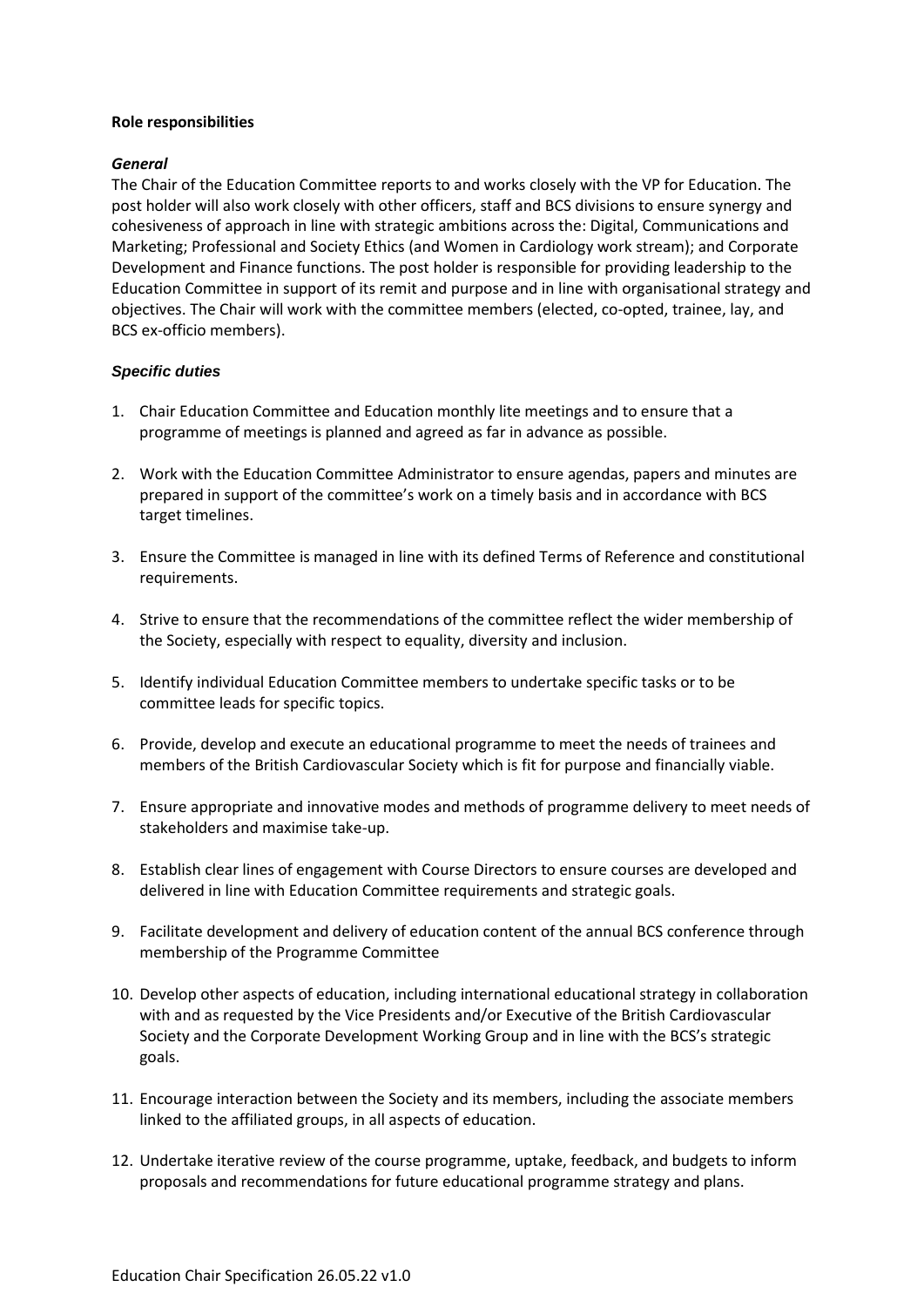**Role responsibilities**

***General***

The Chair of the Education Committee reports to and works closely with the VP for Education. The post holder will also work closely with other officers, staff and BCS divisions to ensure synergy and cohesiveness of approach in line with strategic ambitions across the: Digital, Communications and Marketing; Professional and Society Ethics (and Women in Cardiology work stream); and Corporate Development and Finance functions. The post holder is responsible for providing leadership to the Education Committee in support of its remit and purpose and in line with organisational strategy and objectives. The Chair will work with the committee members (elected, co-opted, trainee, lay, and BCS ex-officio members).

***Specific duties***

1. Chair Education Committee and Education monthly lite meetings and to ensure that a programme of meetings is planned and agreed as far in advance as possible.

2. Work with the Education Committee Administrator to ensure agendas, papers and minutes are prepared in support of the committee's work on a timely basis and in accordance with BCS target timelines.

3. Ensure the Committee is managed in line with its defined Terms of Reference and constitutional requirements.

4. Strive to ensure that the recommendations of the committee reflect the wider membership of the Society, especially with respect to equality, diversity and inclusion.

5. Identify individual Education Committee members to undertake specific tasks or to be committee leads for specific topics.

6. Provide, develop and execute an educational programme to meet the needs of trainees and members of the British Cardiovascular Society which is fit for purpose and financially viable.

7. Ensure appropriate and innovative modes and methods of programme delivery to meet needs of stakeholders and maximise take-up.

8. Establish clear lines of engagement with Course Directors to ensure courses are developed and delivered in line with Education Committee requirements and strategic goals.

9. Facilitate development and delivery of education content of the annual BCS conference through membership of the Programme Committee

10. Develop other aspects of education, including international educational strategy in collaboration with and as requested by the Vice Presidents and/or Executive of the British Cardiovascular Society and the Corporate Development Working Group and in line with the BCS's strategic goals.

11. Encourage interaction between the Society and its members, including the associate members linked to the affiliated groups, in all aspects of education.

12. Undertake iterative review of the course programme, uptake, feedback, and budgets to inform proposals and recommendations for future educational programme strategy and plans.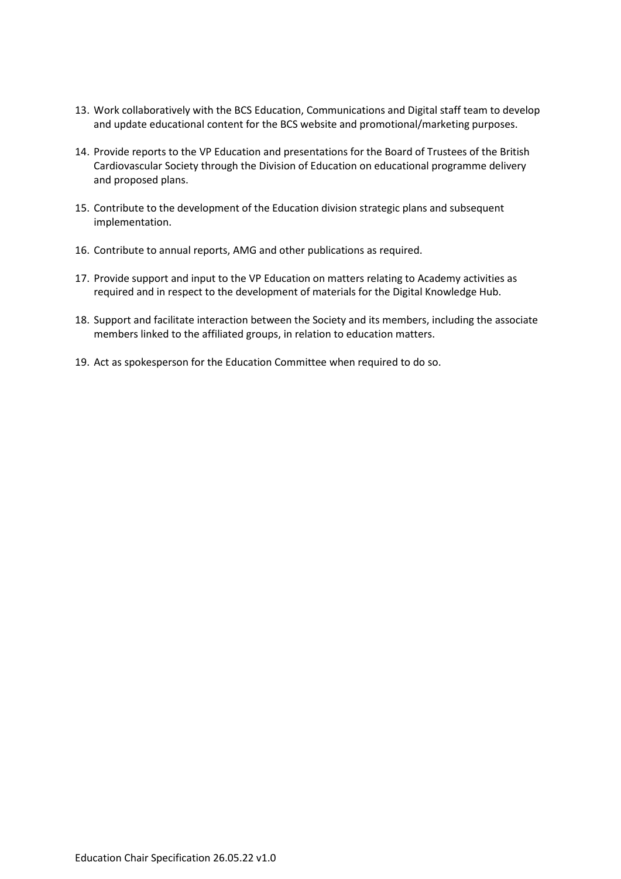13. Work collaboratively with the BCS Education, Communications and Digital staff team to develop and update educational content for the BCS website and promotional/marketing purposes.

14. Provide reports to the VP Education and presentations for the Board of Trustees of the British Cardiovascular Society through the Division of Education on educational programme delivery and proposed plans.

15. Contribute to the development of the Education division strategic plans and subsequent implementation.

16. Contribute to annual reports, AMG and other publications as required.

17. Provide support and input to the VP Education on matters relating to Academy activities as required and in respect to the development of materials for the Digital Knowledge Hub.

18. Support and facilitate interaction between the Society and its members, including the associate members linked to the affiliated groups, in relation to education matters.

19. Act as spokesperson for the Education Committee when required to do so.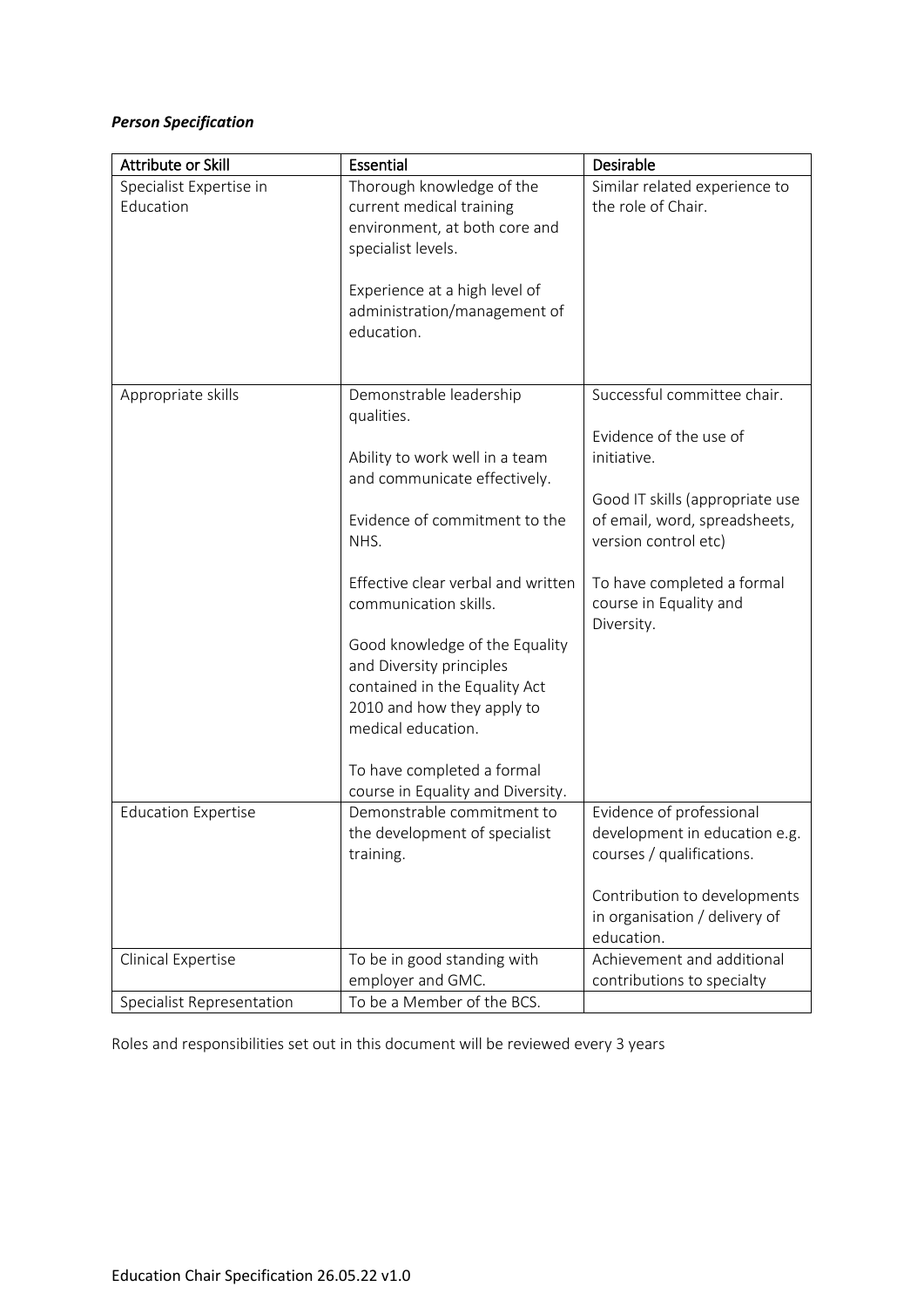***Person Specification***

| Attribute or Skill | Essential | Desirable |
|---|---|---|
| Specialist Expertise in Education | Thorough knowledge of the current medical training environment, at both core and specialist levels.<br><br>Experience at a high level of administration/management of education. | Similar related experience to the role of Chair. |
| Appropriate skills | Demonstrable leadership qualities.<br><br>Ability to work well in a team and communicate effectively.<br><br>Evidence of commitment to the NHS.<br><br>Effective clear verbal and written communication skills.<br><br>Good knowledge of the Equality and Diversity principles contained in the Equality Act 2010 and how they apply to medical education.<br><br>To have completed a formal course in Equality and Diversity. | Successful committee chair.<br><br>Evidence of the use of initiative.<br><br>Good IT skills (appropriate use of email, word, spreadsheets, version control etc)<br><br>To have completed a formal course in Equality and Diversity. |
| Education Expertise | Demonstrable commitment to the development of specialist training. | Evidence of professional development in education e.g. courses / qualifications.<br><br>Contribution to developments in organisation / delivery of education. |
| Clinical Expertise | To be in good standing with employer and GMC. | Achievement and additional contributions to specialty |
| Specialist Representation | To be a Member of the BCS. | |

Roles and responsibilities set out in this document will be reviewed every 3 years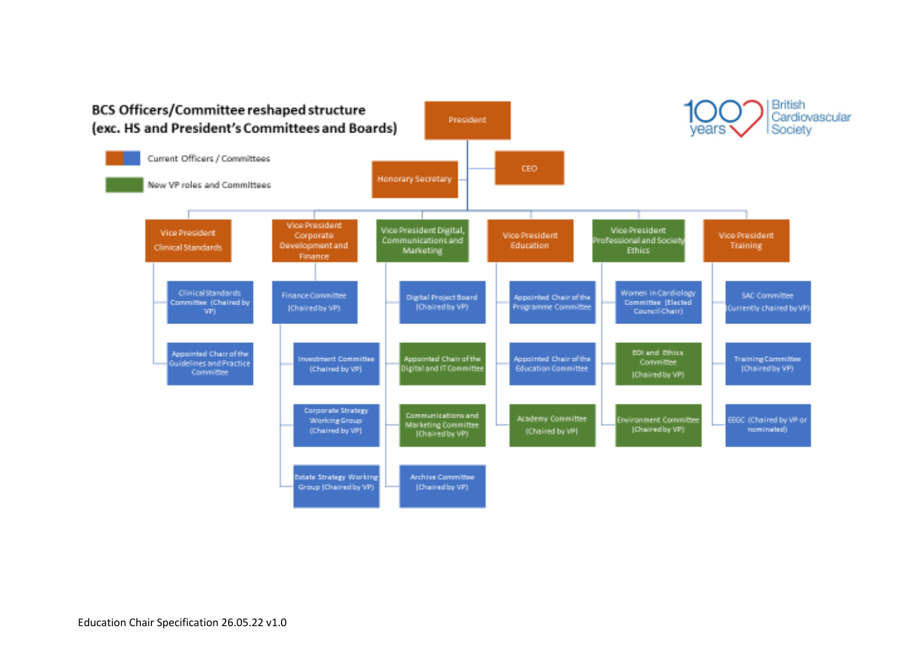**BCS Officers/Committee reshaped structure**
**(exc. HS and President's Committees and Boards)**

Current Officers / Committees

New VP roles and Committees

100 years British Cardiovascular Society

President

Honorary Secretary

CEO

Vice President Clinical Standards
- Clinical Standards Committee (Chaired by VP)
- Appointed Chair of the Guidelines and Practice Committee

Vice President Corporate Development and Finance
- Finance Committee (Chaired by VP)
- Investment Committee (Chaired by VP)
- Corporate Strategy Working Group (Chaired by VP)
- Estate Strategy Working Group (Chaired by VP)

Vice President Digital, Communications and Marketing
- Digital Project Board (Chaired by VP)
- Appointed Chair of the Digital and IT Committee
- Communications and Marketing Committee (Chaired by VP)
- Archive Committee (Chaired by VP)

Vice President Education
- Appointed Chair of the Programme Committee
- Appointed Chair of the Education Committee
- Academy Committee (Chaired by VP)

Vice President Professional and Society Ethics
- Women in Cardiology Committee (Elected Council Chair)
- EDI and Ethics Committee (Chaired by VP)
- Environment Committee (Chaired by VP)

Vice President Training
- SAC Committee (Currently chaired by VP)
- Training Committee (Chaired by VP)
- EEGC (Chaired by VP or nominated)

Education Chair Specification 26.05.22 v1.0